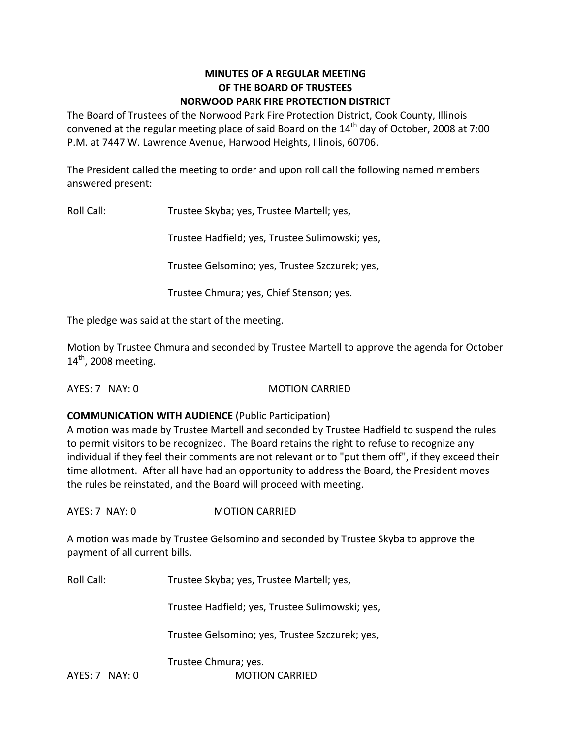# MINUTES OF A REGULAR MEETING
# OF THE BOARD OF TRUSTEES
# NORWOOD PARK FIRE PROTECTION DISTRICT

The Board of Trustees of the Norwood Park Fire Protection District, Cook County, Illinois convened at the regular meeting place of said Board on the 14th day of October, 2008 at 7:00 P.M. at 7447 W. Lawrence Avenue, Harwood Heights, Illinois, 60706.

The President called the meeting to order and upon roll call the following named members answered present:

Roll Call: Trustee Skyba; yes, Trustee Martell; yes,

Trustee Hadfield; yes, Trustee Sulimowski; yes,

Trustee Gelsomino; yes, Trustee Szczurek; yes,

Trustee Chmura; yes, Chief Stenson; yes.

The pledge was said at the start of the meeting.

Motion by Trustee Chmura and seconded by Trustee Martell to approve the agenda for October 14th, 2008 meeting.

AYES: 7 NAY: 0 MOTION CARRIED

**COMMUNICATION WITH AUDIENCE** (Public Participation)
A motion was made by Trustee Martell and seconded by Trustee Hadfield to suspend the rules to permit visitors to be recognized. The Board retains the right to refuse to recognize any individual if they feel their comments are not relevant or to "put them off", if they exceed their time allotment. After all have had an opportunity to address the Board, the President moves the rules be reinstated, and the Board will proceed with meeting.

AYES: 7 NAY: 0 MOTION CARRIED

A motion was made by Trustee Gelsomino and seconded by Trustee Skyba to approve the payment of all current bills.

Roll Call: Trustee Skyba; yes, Trustee Martell; yes,

Trustee Hadfield; yes, Trustee Sulimowski; yes,

Trustee Gelsomino; yes, Trustee Szczurek; yes,

Trustee Chmura; yes.

AYES: 7 NAY: 0 MOTION CARRIED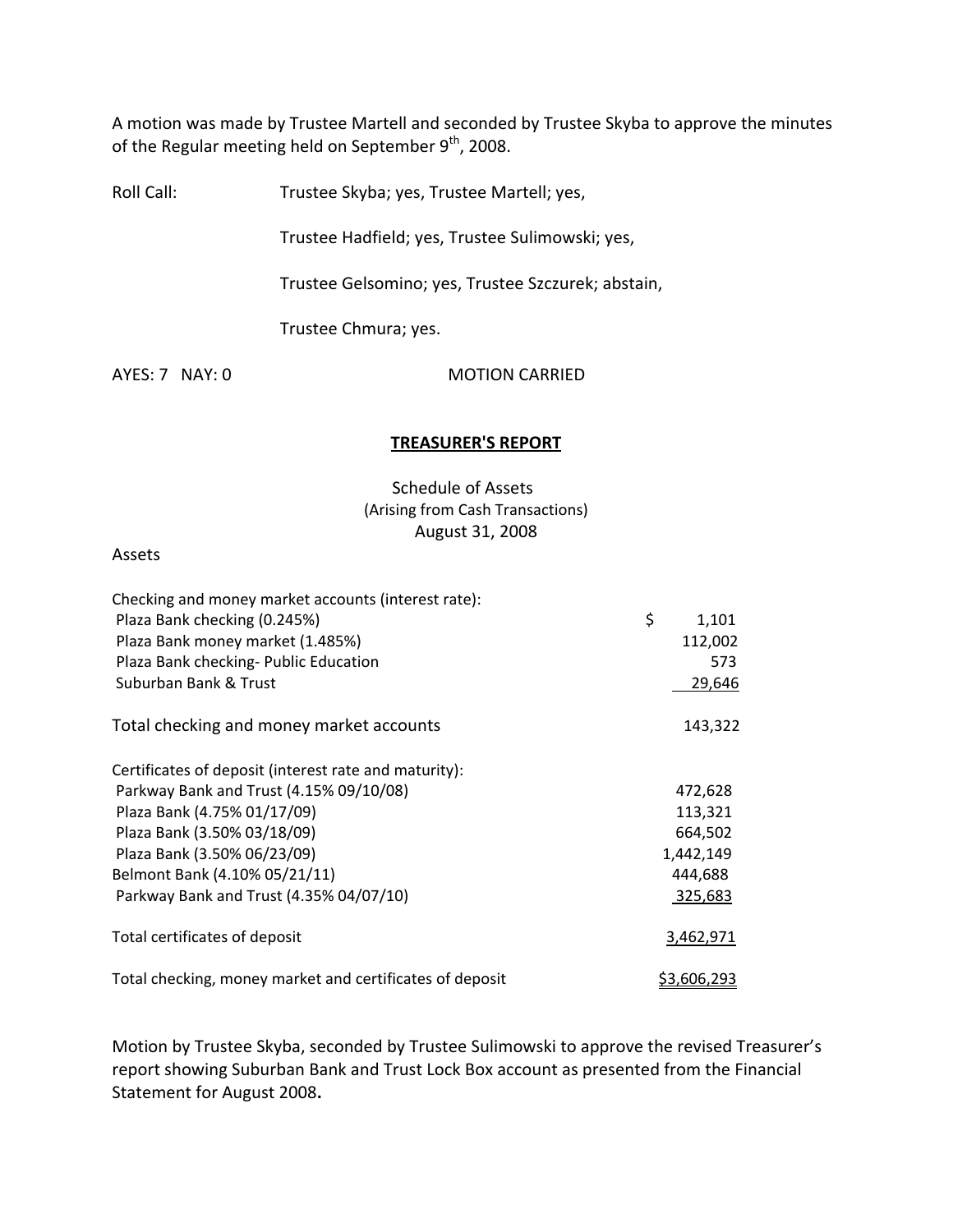A motion was made by Trustee Martell and seconded by Trustee Skyba to approve the minutes of the Regular meeting held on September 9th, 2008.

Roll Call: Trustee Skyba; yes, Trustee Martell; yes,

Trustee Hadfield; yes, Trustee Sulimowski; yes,

Trustee Gelsomino; yes, Trustee Szczurek; abstain,

Trustee Chmura; yes.

AYES: 7 NAY: 0 MOTION CARRIED

## TREASURER'S REPORT

Schedule of Assets
(Arising from Cash Transactions)
August 31, 2008

Assets

| | |
|---|---|
| Checking and money market accounts (interest rate): | |
| Plaza Bank checking (0.245%) | $ 1,101 |
| Plaza Bank money market (1.485%) | 112,002 |
| Plaza Bank checking- Public Education | 573 |
| Suburban Bank & Trust | 29,646 |
| Total checking and money market accounts | 143,322 |
| Certificates of deposit (interest rate and maturity): | |
| Parkway Bank and Trust (4.15% 09/10/08) | 472,628 |
| Plaza Bank (4.75% 01/17/09) | 113,321 |
| Plaza Bank (3.50% 03/18/09) | 664,502 |
| Plaza Bank (3.50% 06/23/09) | 1,442,149 |
| Belmont Bank (4.10% 05/21/11) | 444,688 |
| Parkway Bank and Trust (4.35% 04/07/10) | 325,683 |
| Total certificates of deposit | 3,462,971 |
| Total checking, money market and certificates of deposit | $3,606,293 |

Motion by Trustee Skyba, seconded by Trustee Sulimowski to approve the revised Treasurer's report showing Suburban Bank and Trust Lock Box account as presented from the Financial Statement for August 2008**.**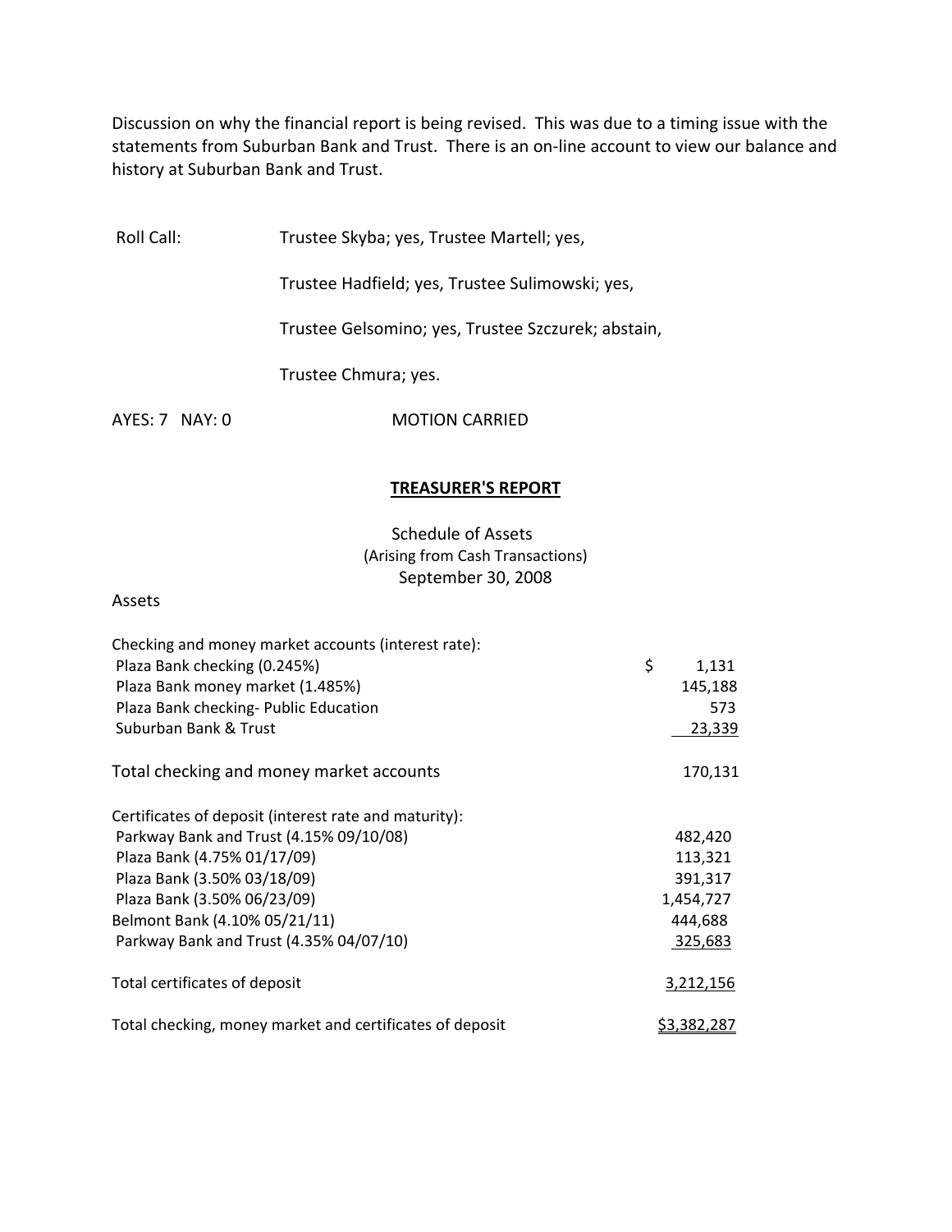Discussion on why the financial report is being revised. This was due to a timing issue with the statements from Suburban Bank and Trust. There is an on-line account to view our balance and history at Suburban Bank and Trust.

Roll Call: Trustee Skyba; yes, Trustee Martell; yes,

Trustee Hadfield; yes, Trustee Sulimowski; yes,

Trustee Gelsomino; yes, Trustee Szczurek; abstain,

Trustee Chmura; yes.

AYES: 7 NAY: 0 MOTION CARRIED

## TREASURER'S REPORT

Schedule of Assets
(Arising from Cash Transactions)
September 30, 2008

Assets

| | |
|---|---|
| Checking and money market accounts (interest rate): | |
| Plaza Bank checking (0.245%) | $ 1,131 |
| Plaza Bank money market (1.485%) | 145,188 |
| Plaza Bank checking- Public Education | 573 |
| Suburban Bank & Trust | 23,339 |
| Total checking and money market accounts | 170,131 |
| Certificates of deposit (interest rate and maturity): | |
| Parkway Bank and Trust (4.15% 09/10/08) | 482,420 |
| Plaza Bank (4.75% 01/17/09) | 113,321 |
| Plaza Bank (3.50% 03/18/09) | 391,317 |
| Plaza Bank (3.50% 06/23/09) | 1,454,727 |
| Belmont Bank (4.10% 05/21/11) | 444,688 |
| Parkway Bank and Trust (4.35% 04/07/10) | 325,683 |
| Total certificates of deposit | 3,212,156 |
| Total checking, money market and certificates of deposit | $3,382,287 |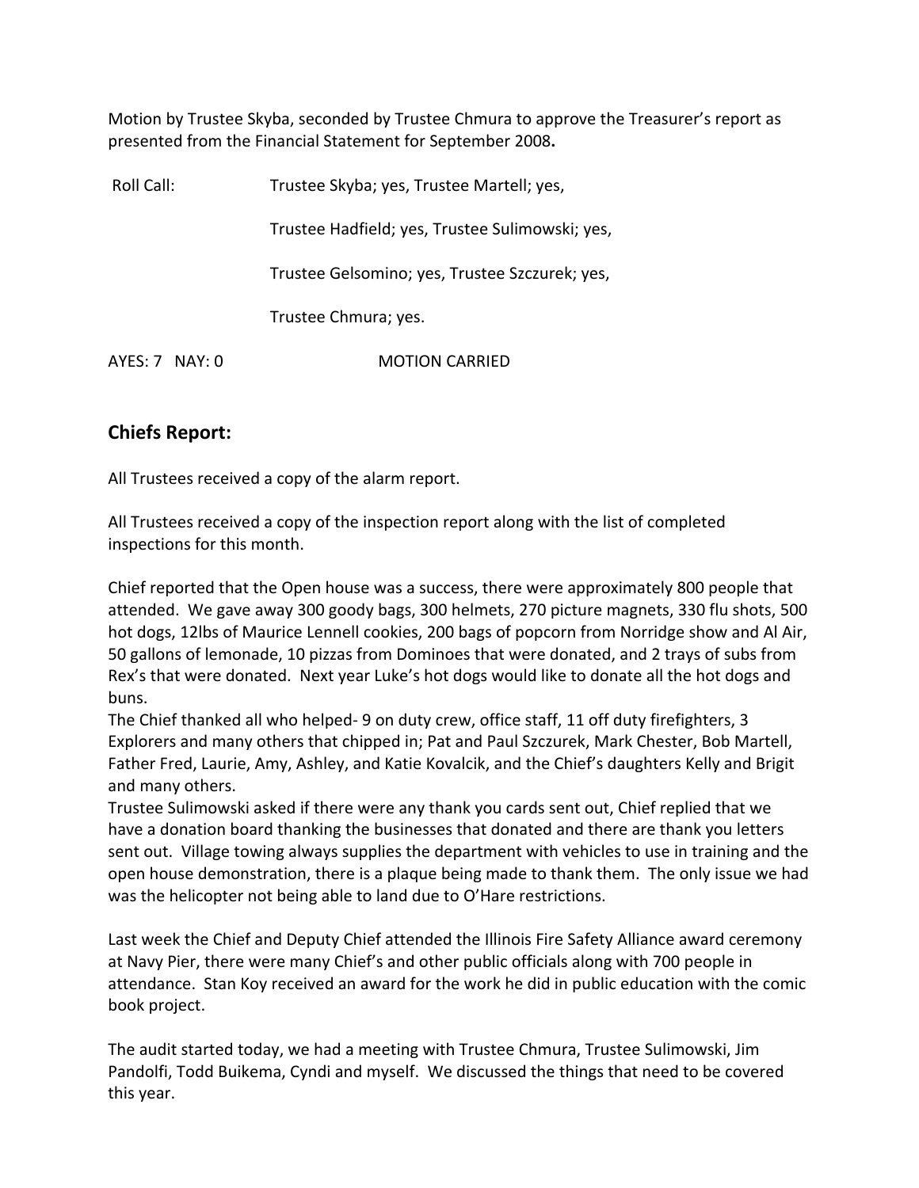Motion by Trustee Skyba, seconded by Trustee Chmura to approve the Treasurer's report as presented from the Financial Statement for September 2008**.**

Roll Call: Trustee Skyba; yes, Trustee Martell; yes,

Trustee Hadfield; yes, Trustee Sulimowski; yes,

Trustee Gelsomino; yes, Trustee Szczurek; yes,

Trustee Chmura; yes.

AYES: 7 NAY: 0 MOTION CARRIED

## Chiefs Report:

All Trustees received a copy of the alarm report.

All Trustees received a copy of the inspection report along with the list of completed inspections for this month.

Chief reported that the Open house was a success, there were approximately 800 people that attended. We gave away 300 goody bags, 300 helmets, 270 picture magnets, 330 flu shots, 500 hot dogs, 12lbs of Maurice Lennell cookies, 200 bags of popcorn from Norridge show and Al Air, 50 gallons of lemonade, 10 pizzas from Dominoes that were donated, and 2 trays of subs from Rex's that were donated. Next year Luke's hot dogs would like to donate all the hot dogs and buns.
The Chief thanked all who helped- 9 on duty crew, office staff, 11 off duty firefighters, 3 Explorers and many others that chipped in; Pat and Paul Szczurek, Mark Chester, Bob Martell, Father Fred, Laurie, Amy, Ashley, and Katie Kovalcik, and the Chief's daughters Kelly and Brigit and many others.
Trustee Sulimowski asked if there were any thank you cards sent out, Chief replied that we have a donation board thanking the businesses that donated and there are thank you letters sent out. Village towing always supplies the department with vehicles to use in training and the open house demonstration, there is a plaque being made to thank them. The only issue we had was the helicopter not being able to land due to O'Hare restrictions.

Last week the Chief and Deputy Chief attended the Illinois Fire Safety Alliance award ceremony at Navy Pier, there were many Chief's and other public officials along with 700 people in attendance. Stan Koy received an award for the work he did in public education with the comic book project.

The audit started today, we had a meeting with Trustee Chmura, Trustee Sulimowski, Jim Pandolfi, Todd Buikema, Cyndi and myself. We discussed the things that need to be covered this year.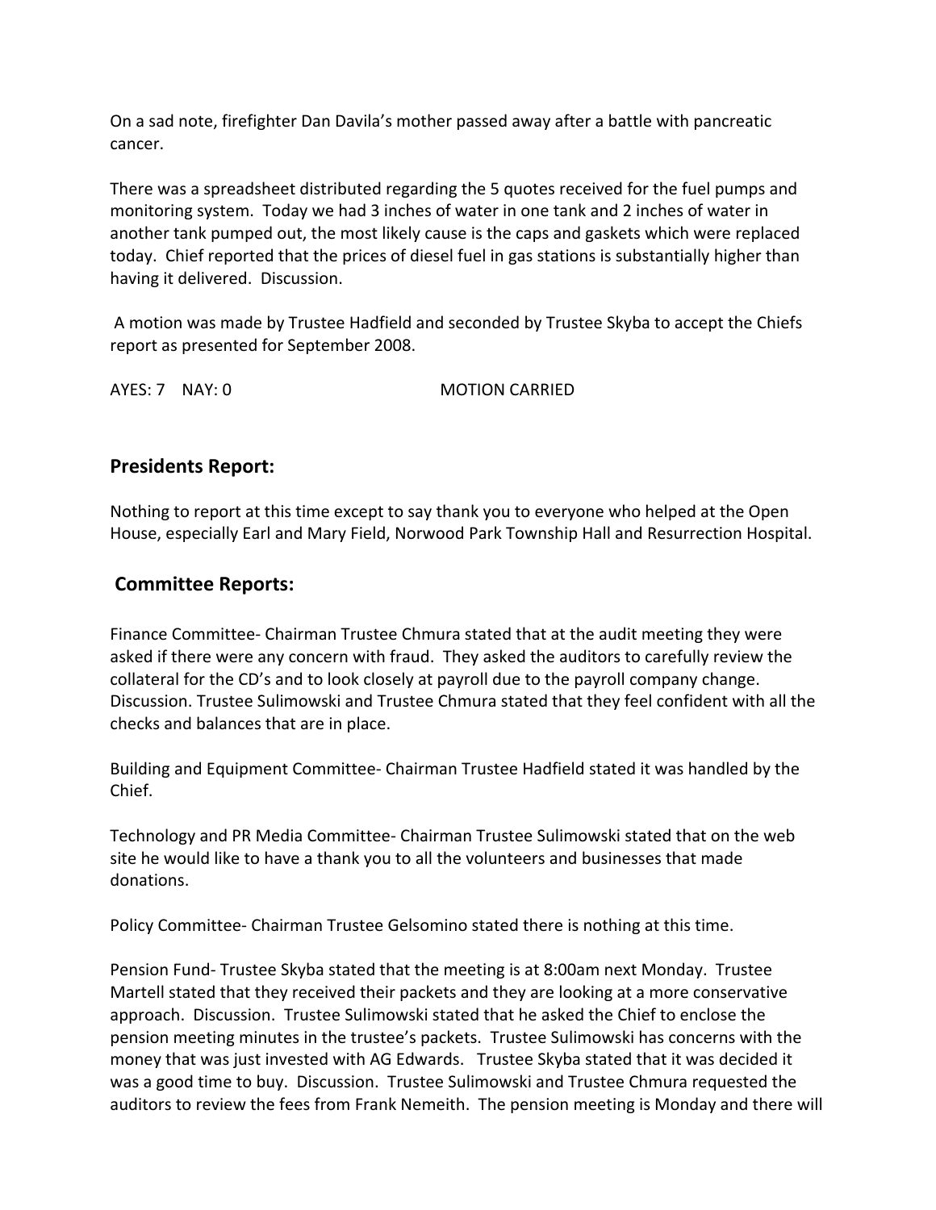On a sad note, firefighter Dan Davila's mother passed away after a battle with pancreatic cancer.

There was a spreadsheet distributed regarding the 5 quotes received for the fuel pumps and monitoring system. Today we had 3 inches of water in one tank and 2 inches of water in another tank pumped out, the most likely cause is the caps and gaskets which were replaced today. Chief reported that the prices of diesel fuel in gas stations is substantially higher than having it delivered. Discussion.

A motion was made by Trustee Hadfield and seconded by Trustee Skyba to accept the Chiefs report as presented for September 2008.

AYES: 7 NAY: 0 MOTION CARRIED

## Presidents Report:

Nothing to report at this time except to say thank you to everyone who helped at the Open House, especially Earl and Mary Field, Norwood Park Township Hall and Resurrection Hospital.

## Committee Reports:

Finance Committee- Chairman Trustee Chmura stated that at the audit meeting they were asked if there were any concern with fraud. They asked the auditors to carefully review the collateral for the CD's and to look closely at payroll due to the payroll company change. Discussion. Trustee Sulimowski and Trustee Chmura stated that they feel confident with all the checks and balances that are in place.

Building and Equipment Committee- Chairman Trustee Hadfield stated it was handled by the Chief.

Technology and PR Media Committee- Chairman Trustee Sulimowski stated that on the web site he would like to have a thank you to all the volunteers and businesses that made donations.

Policy Committee- Chairman Trustee Gelsomino stated there is nothing at this time.

Pension Fund- Trustee Skyba stated that the meeting is at 8:00am next Monday. Trustee Martell stated that they received their packets and they are looking at a more conservative approach. Discussion. Trustee Sulimowski stated that he asked the Chief to enclose the pension meeting minutes in the trustee's packets. Trustee Sulimowski has concerns with the money that was just invested with AG Edwards. Trustee Skyba stated that it was decided it was a good time to buy. Discussion. Trustee Sulimowski and Trustee Chmura requested the auditors to review the fees from Frank Nemeith. The pension meeting is Monday and there will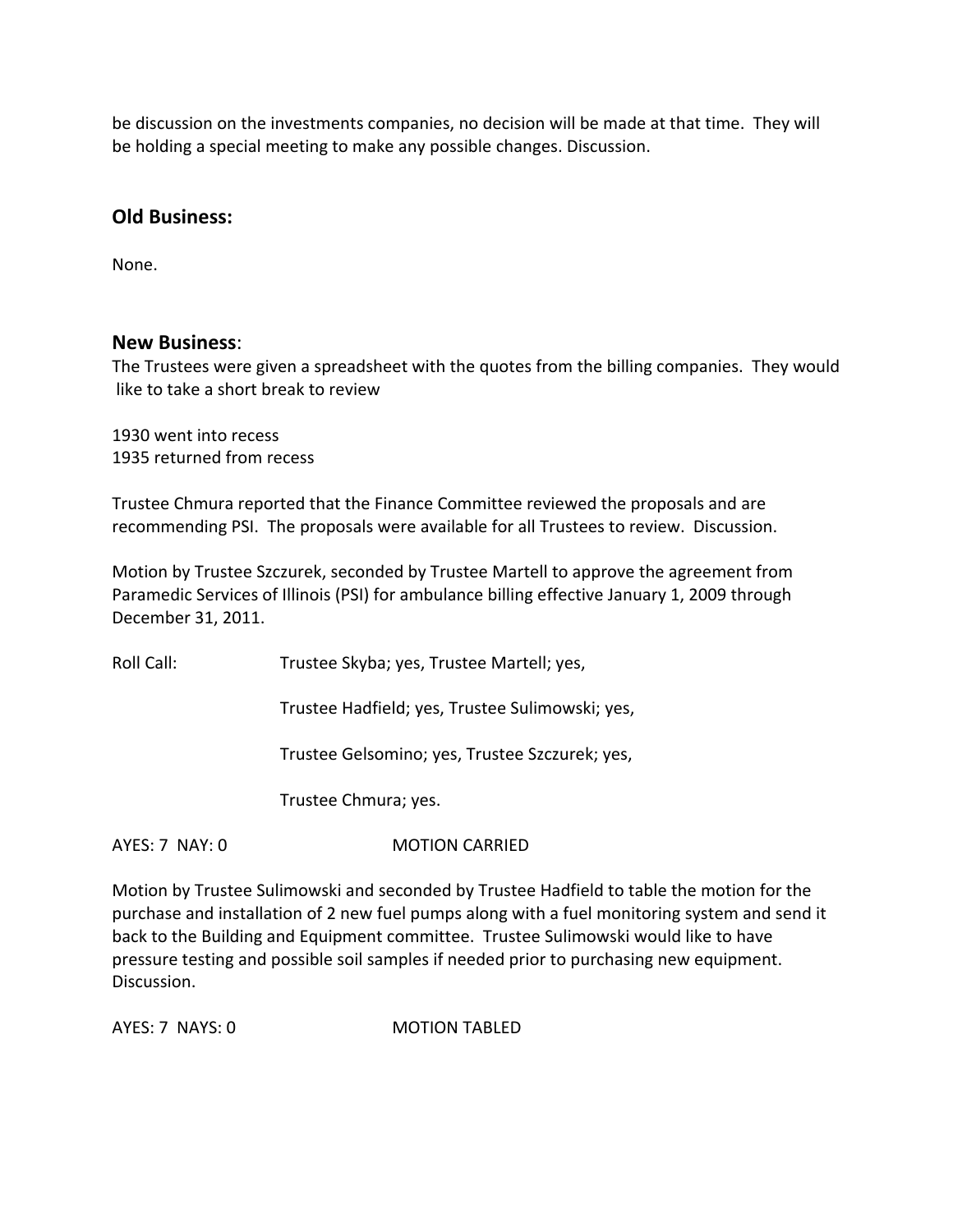be discussion on the investments companies, no decision will be made at that time. They will be holding a special meeting to make any possible changes. Discussion.

## Old Business:

None.

## New Business:

The Trustees were given a spreadsheet with the quotes from the billing companies. They would like to take a short break to review

1930 went into recess
1935 returned from recess

Trustee Chmura reported that the Finance Committee reviewed the proposals and are recommending PSI. The proposals were available for all Trustees to review. Discussion.

Motion by Trustee Szczurek, seconded by Trustee Martell to approve the agreement from Paramedic Services of Illinois (PSI) for ambulance billing effective January 1, 2009 through December 31, 2011.

Roll Call: Trustee Skyba; yes, Trustee Martell; yes,

Trustee Hadfield; yes, Trustee Sulimowski; yes,

Trustee Gelsomino; yes, Trustee Szczurek; yes,

Trustee Chmura; yes.

AYES: 7 NAY: 0 MOTION CARRIED

Motion by Trustee Sulimowski and seconded by Trustee Hadfield to table the motion for the purchase and installation of 2 new fuel pumps along with a fuel monitoring system and send it back to the Building and Equipment committee. Trustee Sulimowski would like to have pressure testing and possible soil samples if needed prior to purchasing new equipment. Discussion.

AYES: 7 NAYS: 0 MOTION TABLED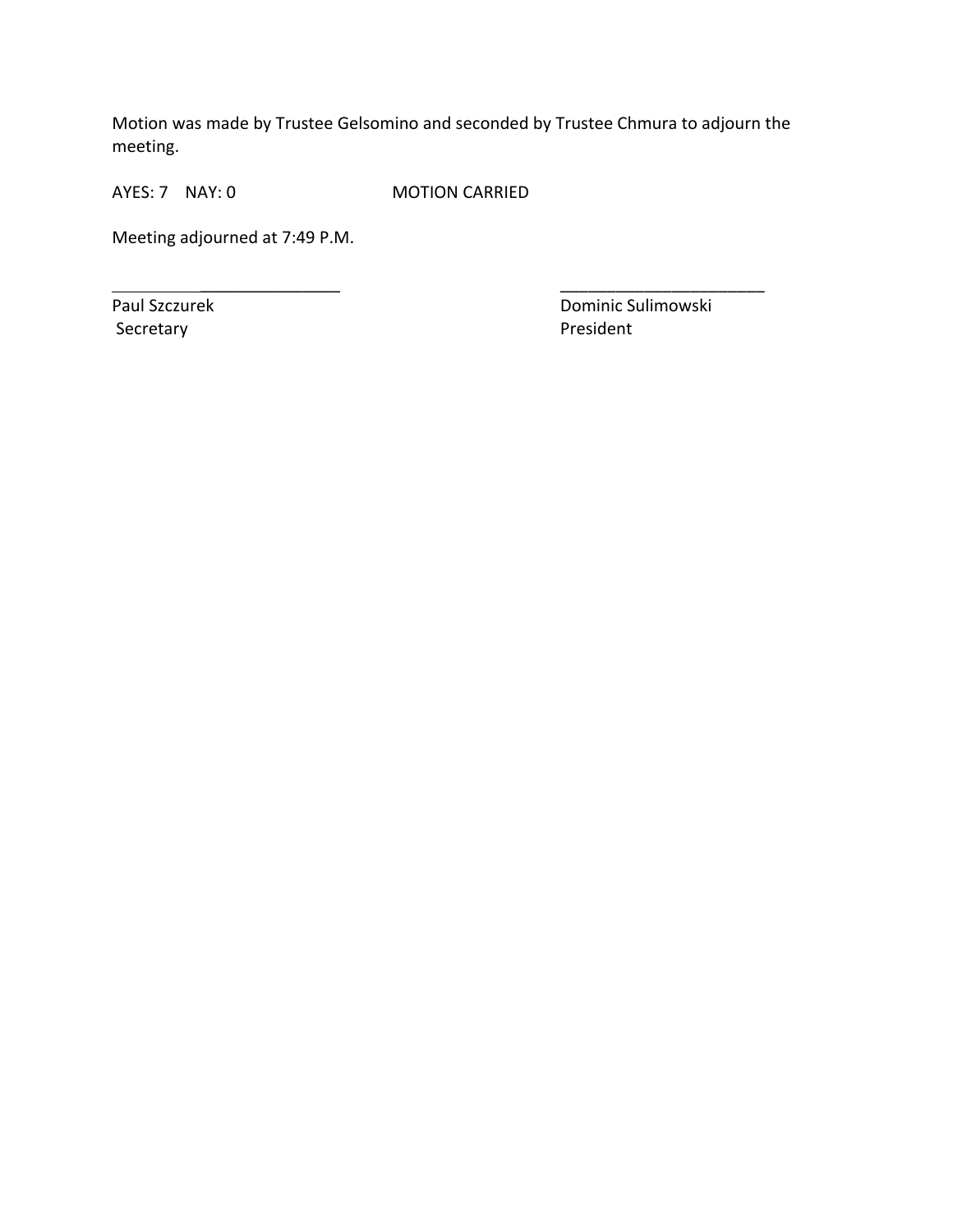Motion was made by Trustee Gelsomino and seconded by Trustee Chmura to adjourn the meeting.

AYES: 7 NAY: 0 MOTION CARRIED

Meeting adjourned at 7:49 P.M.

| | |
|---|---|
| _________________________ | ______________________ |
| Paul Szczurek | Dominic Sulimowski |
| Secretary | President |